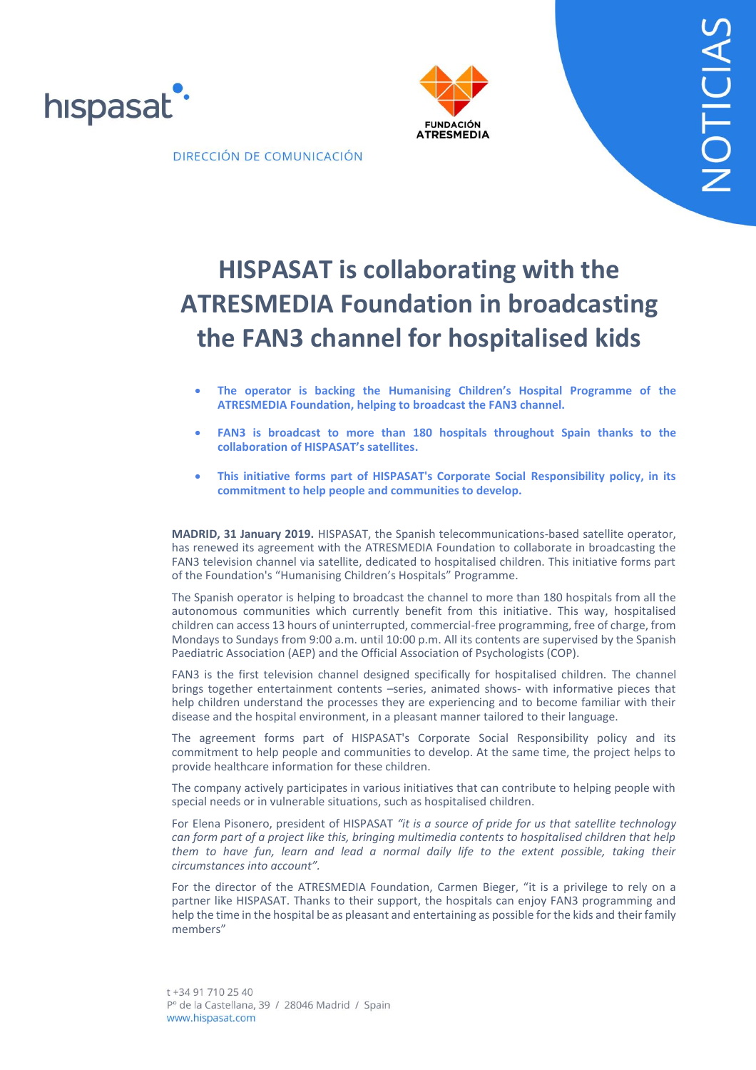hispasat

DIRECCIÓN DE COMUNICACIÓN

FUNDACIÓN ATRESMEDIA

NOTICIAS

# HISPASAT is collaborating with the ATRESMEDIA Foundation in broadcasting the FAN3 channel for hospitalised kids

- **The operator is backing the Humanising Children's Hospital Programme of the ATRESMEDIA Foundation, helping to broadcast the FAN3 channel.**
- **FAN3 is broadcast to more than 180 hospitals throughout Spain thanks to the collaboration of HISPASAT's satellites.**
- **This initiative forms part of HISPASAT's Corporate Social Responsibility policy, in its commitment to help people and communities to develop.**

**MADRID, 31 January 2019.** HISPASAT, the Spanish telecommunications-based satellite operator, has renewed its agreement with the ATRESMEDIA Foundation to collaborate in broadcasting the FAN3 television channel via satellite, dedicated to hospitalised children. This initiative forms part of the Foundation's "Humanising Children's Hospitals" Programme.

The Spanish operator is helping to broadcast the channel to more than 180 hospitals from all the autonomous communities which currently benefit from this initiative. This way, hospitalised children can access 13 hours of uninterrupted, commercial-free programming, free of charge, from Mondays to Sundays from 9:00 a.m. until 10:00 p.m. All its contents are supervised by the Spanish Paediatric Association (AEP) and the Official Association of Psychologists (COP).

FAN3 is the first television channel designed specifically for hospitalised children. The channel brings together entertainment contents –series, animated shows- with informative pieces that help children understand the processes they are experiencing and to become familiar with their disease and the hospital environment, in a pleasant manner tailored to their language.

The agreement forms part of HISPASAT's Corporate Social Responsibility policy and its commitment to help people and communities to develop. At the same time, the project helps to provide healthcare information for these children.

The company actively participates in various initiatives that can contribute to helping people with special needs or in vulnerable situations, such as hospitalised children.

For Elena Pisonero, president of HISPASAT *"it is a source of pride for us that satellite technology can form part of a project like this, bringing multimedia contents to hospitalised children that help them to have fun, learn and lead a normal daily life to the extent possible, taking their circumstances into account"*.

For the director of the ATRESMEDIA Foundation, Carmen Bieger, "it is a privilege to rely on a partner like HISPASAT. Thanks to their support, the hospitals can enjoy FAN3 programming and help the time in the hospital be as pleasant and entertaining as possible for the kids and their family members"

t +34 91 710 25 40
Pº de la Castellana, 39 / 28046 Madrid / Spain
www.hispasat.com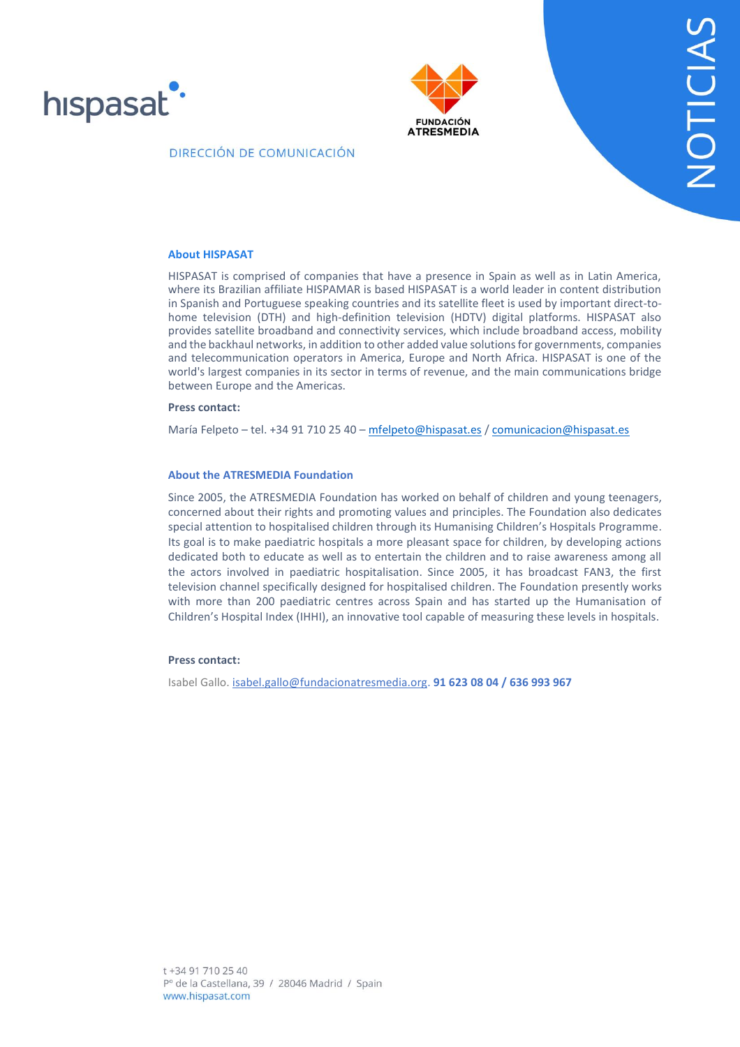### About HISPASAT

HISPASAT is comprised of companies that have a presence in Spain as well as in Latin America, where its Brazilian affiliate HISPAMAR is based HISPASAT is a world leader in content distribution in Spanish and Portuguese speaking countries and its satellite fleet is used by important direct-to-home television (DTH) and high-definition television (HDTV) digital platforms. HISPASAT also provides satellite broadband and connectivity services, which include broadband access, mobility and the backhaul networks, in addition to other added value solutions for governments, companies and telecommunication operators in America, Europe and North Africa. HISPASAT is one of the world's largest companies in its sector in terms of revenue, and the main communications bridge between Europe and the Americas.

**Press contact:**

María Felpeto – tel. +34 91 710 25 40 – mfelpeto@hispasat.es / comunicacion@hispasat.es

### About the ATRESMEDIA Foundation

Since 2005, the ATRESMEDIA Foundation has worked on behalf of children and young teenagers, concerned about their rights and promoting values and principles. The Foundation also dedicates special attention to hospitalised children through its Humanising Children's Hospitals Programme. Its goal is to make paediatric hospitals a more pleasant space for children, by developing actions dedicated both to educate as well as to entertain the children and to raise awareness among all the actors involved in paediatric hospitalisation. Since 2005, it has broadcast FAN3, the first television channel specifically designed for hospitalised children. The Foundation presently works with more than 200 paediatric centres across Spain and has started up the Humanisation of Children's Hospital Index (IHHI), an innovative tool capable of measuring these levels in hospitals.

**Press contact:**

Isabel Gallo. isabel.gallo@fundacionatresmedia.org. **91 623 08 04 / 636 993 967**